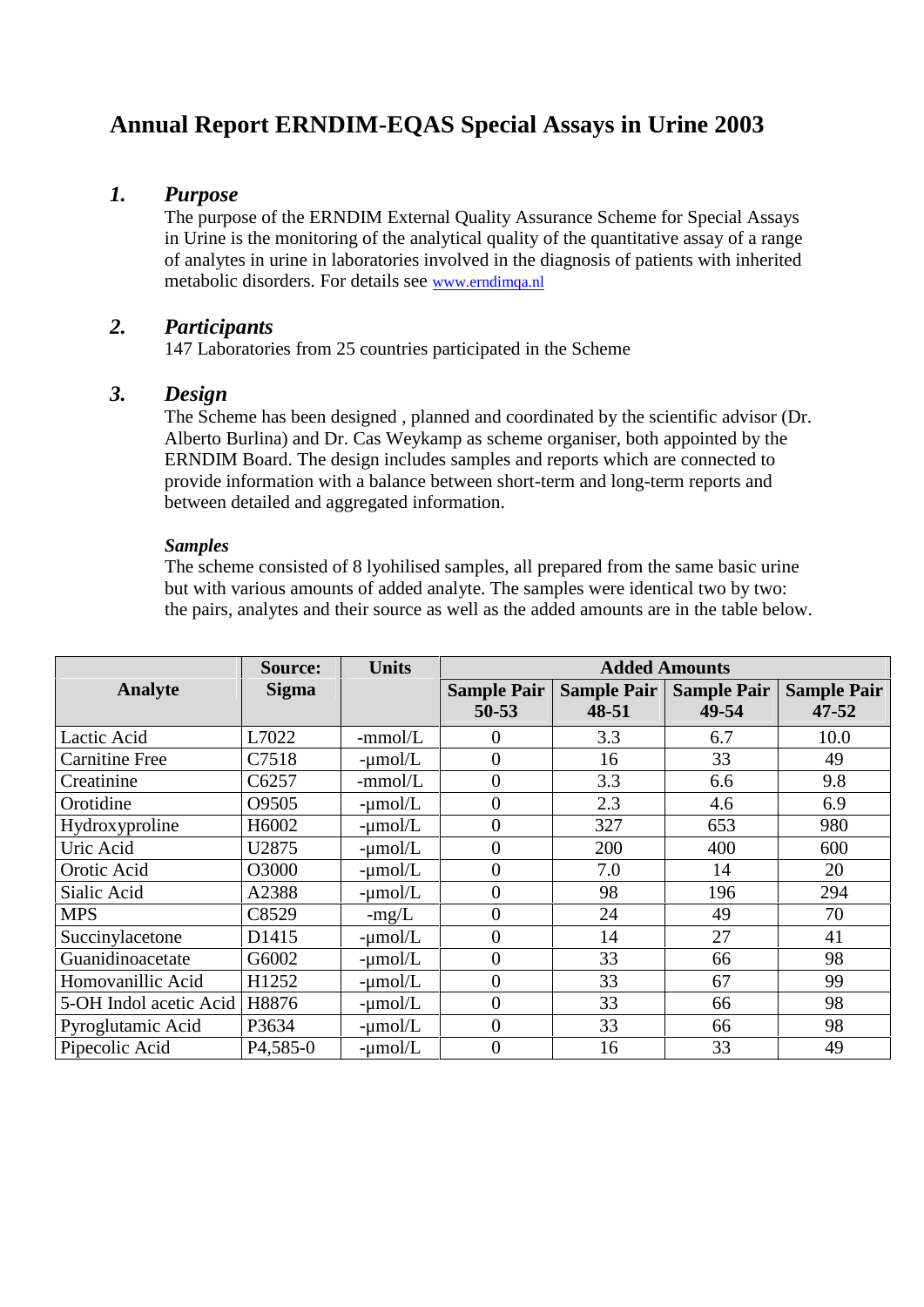# Annual Report ERNDIM-EQAS Special Assays in Urine 2003

## 1. *Purpose*

The purpose of the ERNDIM External Quality Assurance Scheme for Special Assays in Urine is the monitoring of the analytical quality of the quantitative assay of a range of analytes in urine in laboratories involved in the diagnosis of patients with inherited metabolic disorders. For details see www.erndimqa.nl

## 2. *Participants*

147 Laboratories from 25 countries participated in the Scheme

## 3. *Design*

The Scheme has been designed , planned and coordinated by the scientific advisor (Dr. Alberto Burlina) and Dr. Cas Weykamp as scheme organiser, both appointed by the ERNDIM Board. The design includes samples and reports which are connected to provide information with a balance between short-term and long-term reports and between detailed and aggregated information.

### *Samples*

The scheme consisted of 8 lyohilised samples, all prepared from the same basic urine but with various amounts of added analyte. The samples were identical two by two: the pairs, analytes and their source as well as the added amounts are in the table below.

| Analyte | Source: Sigma | Units | Added Amounts | | | |
|---|---|---|---|---|---|---|
| | | | Sample Pair 50-53 | Sample Pair 48-51 | Sample Pair 49-54 | Sample Pair 47-52 |
| Lactic Acid | L7022 | -mmol/L | 0 | 3.3 | 6.7 | 10.0 |
| Carnitine Free | C7518 | -µmol/L | 0 | 16 | 33 | 49 |
| Creatinine | C6257 | -mmol/L | 0 | 3.3 | 6.6 | 9.8 |
| Orotidine | O9505 | -µmol/L | 0 | 2.3 | 4.6 | 6.9 |
| Hydroxyproline | H6002 | -µmol/L | 0 | 327 | 653 | 980 |
| Uric Acid | U2875 | -µmol/L | 0 | 200 | 400 | 600 |
| Orotic Acid | O3000 | -µmol/L | 0 | 7.0 | 14 | 20 |
| Sialic Acid | A2388 | -µmol/L | 0 | 98 | 196 | 294 |
| MPS | C8529 | -mg/L | 0 | 24 | 49 | 70 |
| Succinylacetone | D1415 | -µmol/L | 0 | 14 | 27 | 41 |
| Guanidinoacetate | G6002 | -µmol/L | 0 | 33 | 66 | 98 |
| Homovanillic Acid | H1252 | -µmol/L | 0 | 33 | 67 | 99 |
| 5-OH Indol acetic Acid | H8876 | -µmol/L | 0 | 33 | 66 | 98 |
| Pyroglutamic Acid | P3634 | -µmol/L | 0 | 33 | 66 | 98 |
| Pipecolic Acid | P4,585-0 | -µmol/L | 0 | 16 | 33 | 49 |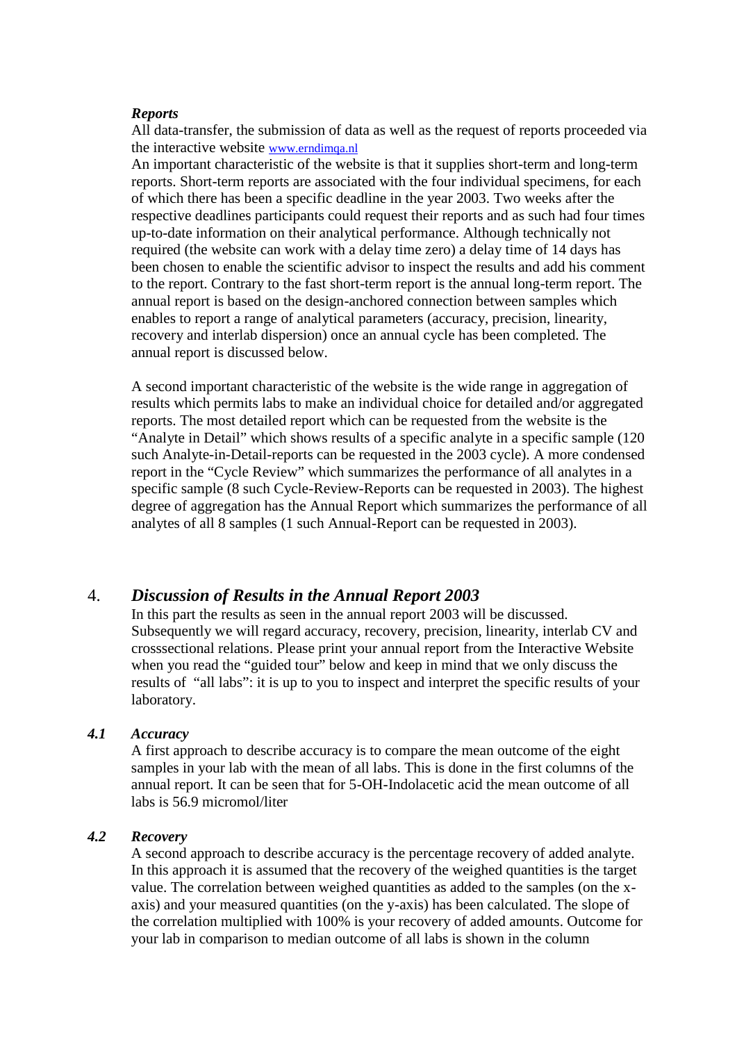***Reports***

All data-transfer, the submission of data as well as the request of reports proceeded via the interactive website www.erndimqa.nl

An important characteristic of the website is that it supplies short-term and long-term reports. Short-term reports are associated with the four individual specimens, for each of which there has been a specific deadline in the year 2003. Two weeks after the respective deadlines participants could request their reports and as such had four times up-to-date information on their analytical performance. Although technically not required (the website can work with a delay time zero) a delay time of 14 days has been chosen to enable the scientific advisor to inspect the results and add his comment to the report. Contrary to the fast short-term report is the annual long-term report. The annual report is based on the design-anchored connection between samples which enables to report a range of analytical parameters (accuracy, precision, linearity, recovery and interlab dispersion) once an annual cycle has been completed. The annual report is discussed below.

A second important characteristic of the website is the wide range in aggregation of results which permits labs to make an individual choice for detailed and/or aggregated reports. The most detailed report which can be requested from the website is the "Analyte in Detail" which shows results of a specific analyte in a specific sample (120 such Analyte-in-Detail-reports can be requested in the 2003 cycle). A more condensed report in the "Cycle Review" which summarizes the performance of all analytes in a specific sample (8 such Cycle-Review-Reports can be requested in 2003). The highest degree of aggregation has the Annual Report which summarizes the performance of all analytes of all 8 samples (1 such Annual-Report can be requested in 2003).

## 4. *Discussion of Results in the Annual Report 2003*

In this part the results as seen in the annual report 2003 will be discussed. Subsequently we will regard accuracy, recovery, precision, linearity, interlab CV and crosssectional relations. Please print your annual report from the Interactive Website when you read the "guided tour" below and keep in mind that we only discuss the results of "all labs": it is up to you to inspect and interpret the specific results of your laboratory.

### *4.1 Accuracy*

A first approach to describe accuracy is to compare the mean outcome of the eight samples in your lab with the mean of all labs. This is done in the first columns of the annual report. It can be seen that for 5-OH-Indolacetic acid the mean outcome of all labs is 56.9 micromol/liter

### *4.2 Recovery*

A second approach to describe accuracy is the percentage recovery of added analyte. In this approach it is assumed that the recovery of the weighed quantities is the target value. The correlation between weighed quantities as added to the samples (on the x-axis) and your measured quantities (on the y-axis) has been calculated. The slope of the correlation multiplied with 100% is your recovery of added amounts. Outcome for your lab in comparison to median outcome of all labs is shown in the column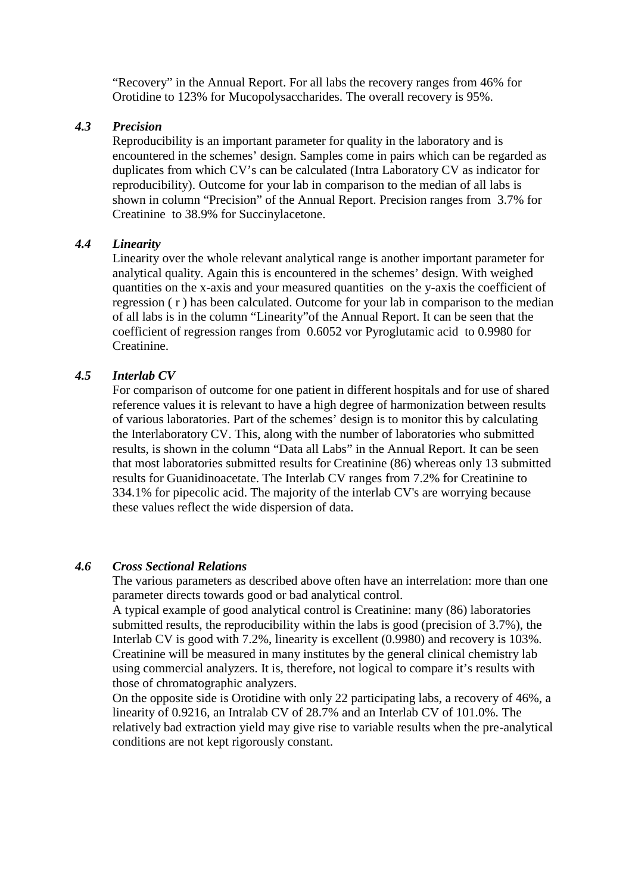"Recovery" in the Annual Report. For all labs the recovery ranges from 46% for Orotidine to 123% for Mucopolysaccharides. The overall recovery is 95%.

### 4.3 *Precision*

Reproducibility is an important parameter for quality in the laboratory and is encountered in the schemes' design. Samples come in pairs which can be regarded as duplicates from which CV's can be calculated (Intra Laboratory CV as indicator for reproducibility). Outcome for your lab in comparison to the median of all labs is shown in column "Precision" of the Annual Report. Precision ranges from 3.7% for Creatinine to 38.9% for Succinylacetone.

### 4.4 *Linearity*

Linearity over the whole relevant analytical range is another important parameter for analytical quality. Again this is encountered in the schemes' design. With weighed quantities on the x-axis and your measured quantities on the y-axis the coefficient of regression ( r ) has been calculated. Outcome for your lab in comparison to the median of all labs is in the column "Linearity"of the Annual Report. It can be seen that the coefficient of regression ranges from 0.6052 vor Pyroglutamic acid to 0.9980 for Creatinine.

### 4.5 *Interlab CV*

For comparison of outcome for one patient in different hospitals and for use of shared reference values it is relevant to have a high degree of harmonization between results of various laboratories. Part of the schemes' design is to monitor this by calculating the Interlaboratory CV. This, along with the number of laboratories who submitted results, is shown in the column "Data all Labs" in the Annual Report. It can be seen that most laboratories submitted results for Creatinine (86) whereas only 13 submitted results for Guanidinoacetate. The Interlab CV ranges from 7.2% for Creatinine to 334.1% for pipecolic acid. The majority of the interlab CV's are worrying because these values reflect the wide dispersion of data.

### 4.6 *Cross Sectional Relations*

The various parameters as described above often have an interrelation: more than one parameter directs towards good or bad analytical control.

A typical example of good analytical control is Creatinine: many (86) laboratories submitted results, the reproducibility within the labs is good (precision of 3.7%), the Interlab CV is good with 7.2%, linearity is excellent (0.9980) and recovery is 103%. Creatinine will be measured in many institutes by the general clinical chemistry lab using commercial analyzers. It is, therefore, not logical to compare it's results with those of chromatographic analyzers.

On the opposite side is Orotidine with only 22 participating labs, a recovery of 46%, a linearity of 0.9216, an Intralab CV of 28.7% and an Interlab CV of 101.0%. The relatively bad extraction yield may give rise to variable results when the pre-analytical conditions are not kept rigorously constant.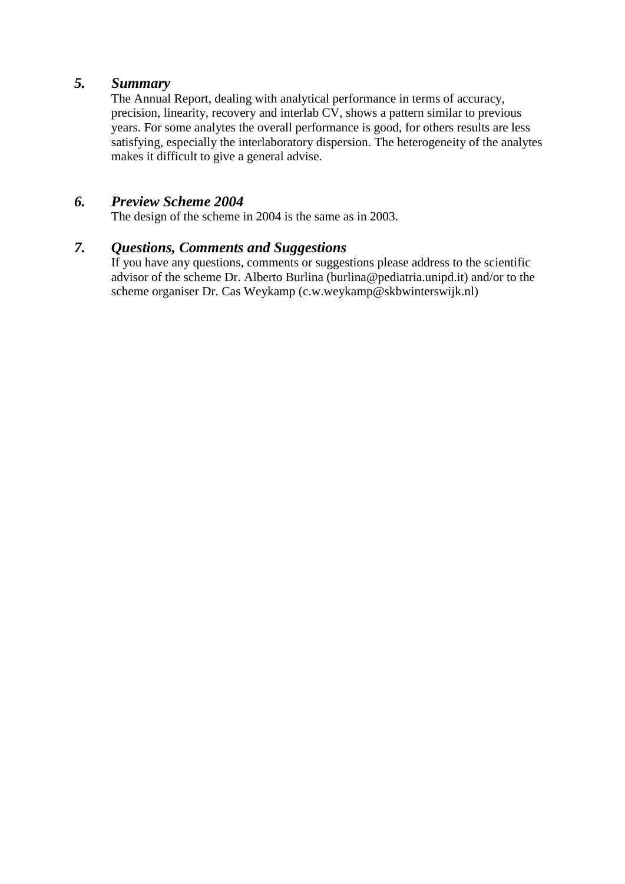## *5. Summary*

The Annual Report, dealing with analytical performance in terms of accuracy, precision, linearity, recovery and interlab CV, shows a pattern similar to previous years. For some analytes the overall performance is good, for others results are less satisfying, especially the interlaboratory dispersion. The heterogeneity of the analytes makes it difficult to give a general advise.

## *6. Preview Scheme 2004*

The design of the scheme in 2004 is the same as in 2003.

## *7. Questions, Comments and Suggestions*

If you have any questions, comments or suggestions please address to the scientific advisor of the scheme Dr. Alberto Burlina (burlina@pediatria.unipd.it) and/or to the scheme organiser Dr. Cas Weykamp (c.w.weykamp@skbwinterswijk.nl)